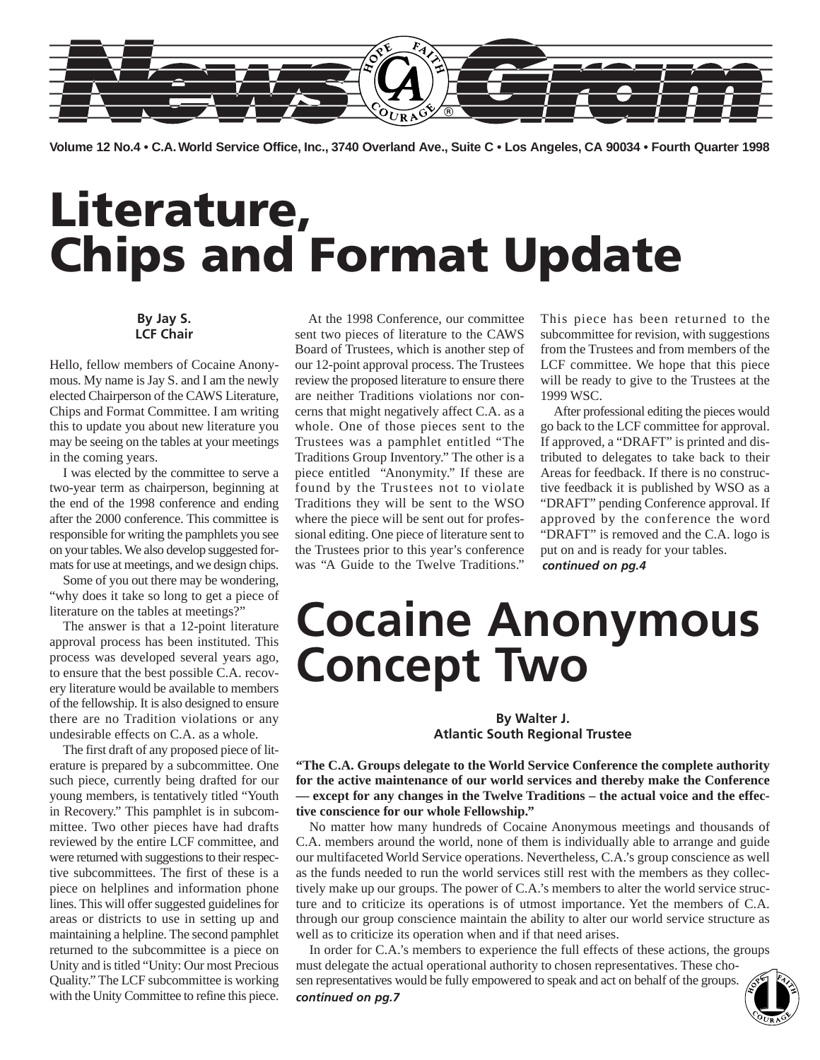# News Gram

Volume 12 No.4 • C.A. World Service Office, Inc., 3740 Overland Ave., Suite C • Los Angeles, CA 90034 • Fourth Quarter 1998

# Literature, Chips and Format Update

**By Jay S.**
**LCF Chair**

Hello, fellow members of Cocaine Anonymous. My name is Jay S. and I am the newly elected Chairperson of the CAWS Literature, Chips and Format Committee. I am writing this to update you about new literature you may be seeing on the tables at your meetings in the coming years.

I was elected by the committee to serve a two-year term as chairperson, beginning at the end of the 1998 conference and ending after the 2000 conference. This committee is responsible for writing the pamphlets you see on your tables. We also develop suggested formats for use at meetings, and we design chips.

Some of you out there may be wondering, "why does it take so long to get a piece of literature on the tables at meetings?"

The answer is that a 12-point literature approval process has been instituted. This process was developed several years ago, to ensure that the best possible C.A. recovery literature would be available to members of the fellowship. It is also designed to ensure there are no Tradition violations or any undesirable effects on C.A. as a whole.

The first draft of any proposed piece of literature is prepared by a subcommittee. One such piece, currently being drafted for our young members, is tentatively titled "Youth in Recovery." This pamphlet is in subcommittee. Two other pieces have had drafts reviewed by the entire LCF committee, and were returned with suggestions to their respective subcommittees. The first of these is a piece on helplines and information phone lines. This will offer suggested guidelines for areas or districts to use in setting up and maintaining a helpline. The second pamphlet returned to the subcommittee is a piece on Unity and is titled "Unity: Our most Precious Quality." The LCF subcommittee is working with the Unity Committee to refine this piece.

At the 1998 Conference, our committee sent two pieces of literature to the CAWS Board of Trustees, which is another step of our 12-point approval process. The Trustees review the proposed literature to ensure there are neither Traditions violations nor concerns that might negatively affect C.A. as a whole. One of those pieces sent to the Trustees was a pamphlet entitled "The Traditions Group Inventory." The other is a piece entitled "Anonymity." If these are found by the Trustees not to violate Traditions they will be sent to the WSO where the piece will be sent out for professional editing. One piece of literature sent to the Trustees prior to this year's conference was "A Guide to the Twelve Traditions." This piece has been returned to the subcommittee for revision, with suggestions from the Trustees and from members of the LCF committee. We hope that this piece will be ready to give to the Trustees at the 1999 WSC.

After professional editing the pieces would go back to the LCF committee for approval. If approved, a "DRAFT" is printed and distributed to delegates to take back to their Areas for feedback. If there is no constructive feedback it is published by WSO as a "DRAFT" pending Conference approval. If approved by the conference the word "DRAFT" is removed and the C.A. logo is put on and is ready for your tables.

*continued on pg.4*

# Cocaine Anonymous Concept Two

**By Walter J.**
**Atlantic South Regional Trustee**

**"The C.A. Groups delegate to the World Service Conference the complete authority for the active maintenance of our world services and thereby make the Conference — except for any changes in the Twelve Traditions – the actual voice and the effective conscience for our whole Fellowship."**

No matter how many hundreds of Cocaine Anonymous meetings and thousands of C.A. members around the world, none of them is individually able to arrange and guide our multifaceted World Service operations. Nevertheless, C.A.'s group conscience as well as the funds needed to run the world services still rest with the members as they collectively make up our groups. The power of C.A.'s members to alter the world service structure and to criticize its operations is of utmost importance. Yet the members of C.A. through our group conscience maintain the ability to alter our world service structure as well as to criticize its operation when and if that need arises.

In order for C.A.'s members to experience the full effects of these actions, the groups must delegate the actual operational authority to chosen representatives. These chosen representatives would be fully empowered to speak and act on behalf of the groups.

*continued on pg.7*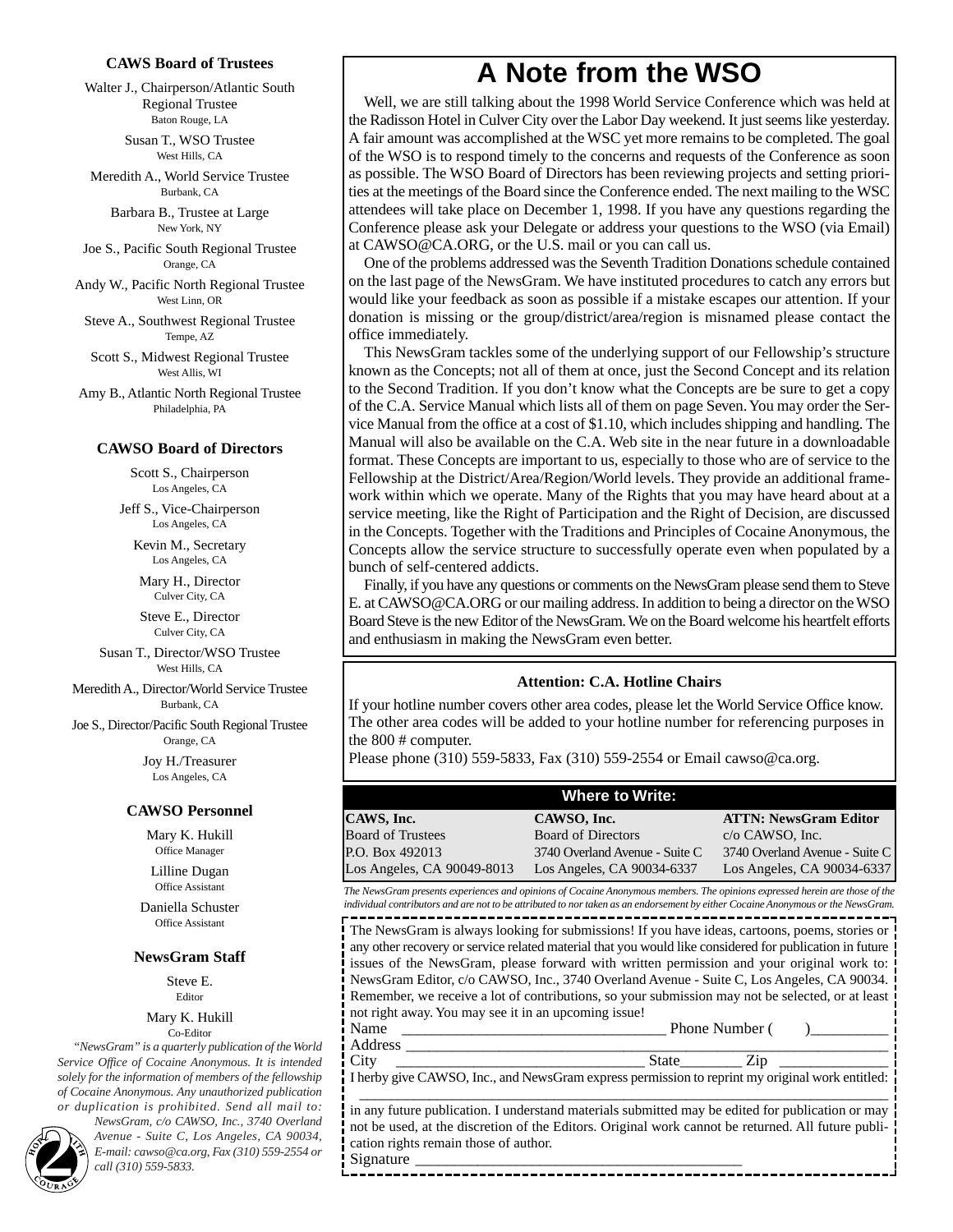### CAWS Board of Trustees

Walter J., Chairperson/Atlantic South Regional Trustee
Baton Rouge, LA

Susan T., WSO Trustee
West Hills, CA

Meredith A., World Service Trustee
Burbank, CA

Barbara B., Trustee at Large
New York, NY

Joe S., Pacific South Regional Trustee
Orange, CA

Andy W., Pacific North Regional Trustee
West Linn, OR

Steve A., Southwest Regional Trustee
Tempe, AZ

Scott S., Midwest Regional Trustee
West Allis, WI

Amy B., Atlantic North Regional Trustee
Philadelphia, PA

### CAWSO Board of Directors

Scott S., Chairperson
Los Angeles, CA

Jeff S., Vice-Chairperson
Los Angeles, CA

Kevin M., Secretary
Los Angeles, CA

Mary H., Director
Culver City, CA

Steve E., Director
Culver City, CA

Susan T., Director/WSO Trustee
West Hills, CA

Meredith A., Director/World Service Trustee
Burbank, CA

Joe S., Director/Pacific South Regional Trustee
Orange, CA

Joy H./Treasurer
Los Angeles, CA

### CAWSO Personnel

Mary K. Hukill
Office Manager

Lilline Dugan
Office Assistant

Daniella Schuster
Office Assistant

### NewsGram Staff

Steve E.
Editor

Mary K. Hukill
Co-Editor

*"NewsGram" is a quarterly publication of the World Service Office of Cocaine Anonymous. It is intended solely for the information of members of the fellowship of Cocaine Anonymous. Any unauthorized publication or duplication is prohibited. Send all mail to: NewsGram, c/o CAWSO, Inc., 3740 Overland Avenue - Suite C, Los Angeles, CA 90034, E-mail: cawso@ca.org, Fax (310) 559-2554 or call (310) 559-5833.*

# A Note from the WSO

Well, we are still talking about the 1998 World Service Conference which was held at the Radisson Hotel in Culver City over the Labor Day weekend. It just seems like yesterday. A fair amount was accomplished at the WSC yet more remains to be completed. The goal of the WSO is to respond timely to the concerns and requests of the Conference as soon as possible. The WSO Board of Directors has been reviewing projects and setting priorities at the meetings of the Board since the Conference ended. The next mailing to the WSC attendees will take place on December 1, 1998. If you have any questions regarding the Conference please ask your Delegate or address your questions to the WSO (via Email) at CAWSO@CA.ORG, or the U.S. mail or you can call us.

One of the problems addressed was the Seventh Tradition Donations schedule contained on the last page of the NewsGram. We have instituted procedures to catch any errors but would like your feedback as soon as possible if a mistake escapes our attention. If your donation is missing or the group/district/area/region is misnamed please contact the office immediately.

This NewsGram tackles some of the underlying support of our Fellowship's structure known as the Concepts; not all of them at once, just the Second Concept and its relation to the Second Tradition. If you don't know what the Concepts are be sure to get a copy of the C.A. Service Manual which lists all of them on page Seven. You may order the Service Manual from the office at a cost of $1.10, which includes shipping and handling. The Manual will also be available on the C.A. Web site in the near future in a downloadable format. These Concepts are important to us, especially to those who are of service to the Fellowship at the District/Area/Region/World levels. They provide an additional framework within which we operate. Many of the Rights that you may have heard about at a service meeting, like the Right of Participation and the Right of Decision, are discussed in the Concepts. Together with the Traditions and Principles of Cocaine Anonymous, the Concepts allow the service structure to successfully operate even when populated by a bunch of self-centered addicts.

Finally, if you have any questions or comments on the NewsGram please send them to Steve E. at CAWSO@CA.ORG or our mailing address. In addition to being a director on the WSO Board Steve is the new Editor of the NewsGram. We on the Board welcome his heartfelt efforts and enthusiasm in making the NewsGram even better.

### Attention: C.A. Hotline Chairs

If your hotline number covers other area codes, please let the World Service Office know. The other area codes will be added to your hotline number for referencing purposes in the 800 # computer.
Please phone (310) 559-5833, Fax (310) 559-2554 or Email cawso@ca.org.

### Where to Write:

| CAWS, Inc. | CAWSO, Inc. | ATTN: NewsGram Editor |
|---|---|---|
| Board of Trustees | Board of Directors | c/o CAWSO, Inc. |
| P.O. Box 492013 | 3740 Overland Avenue - Suite C | 3740 Overland Avenue - Suite C |
| Los Angeles, CA 90049-8013 | Los Angeles, CA 90034-6337 | Los Angeles, CA 90034-6337 |

*The NewsGram presents experiences and opinions of Cocaine Anonymous members. The opinions expressed herein are those of the individual contributors and are not to be attributed to nor taken as an endorsement by either Cocaine Anonymous or the NewsGram.*

The NewsGram is always looking for submissions! If you have ideas, cartoons, poems, stories or any other recovery or service related material that you would like considered for publication in future issues of the NewsGram, please forward with written permission and your original work to: NewsGram Editor, c/o CAWSO, Inc., 3740 Overland Avenue - Suite C, Los Angeles, CA 90034. Remember, we receive a lot of contributions, so your submission may not be selected, or at least not right away. You may see it in an upcoming issue!

Name ________________________________ Phone Number ( )__________
Address ______________________________________________________
City ______________________________ State________ Zip ______________
I herby give CAWSO, Inc., and NewsGram express permission to reprint my original work entitled:
__________________________________________________________________
in any future publication. I understand materials submitted may be edited for publication or may not be used, at the discretion of the Editors. Original work cannot be returned. All future publication rights remain those of author.
Signature __________________________________________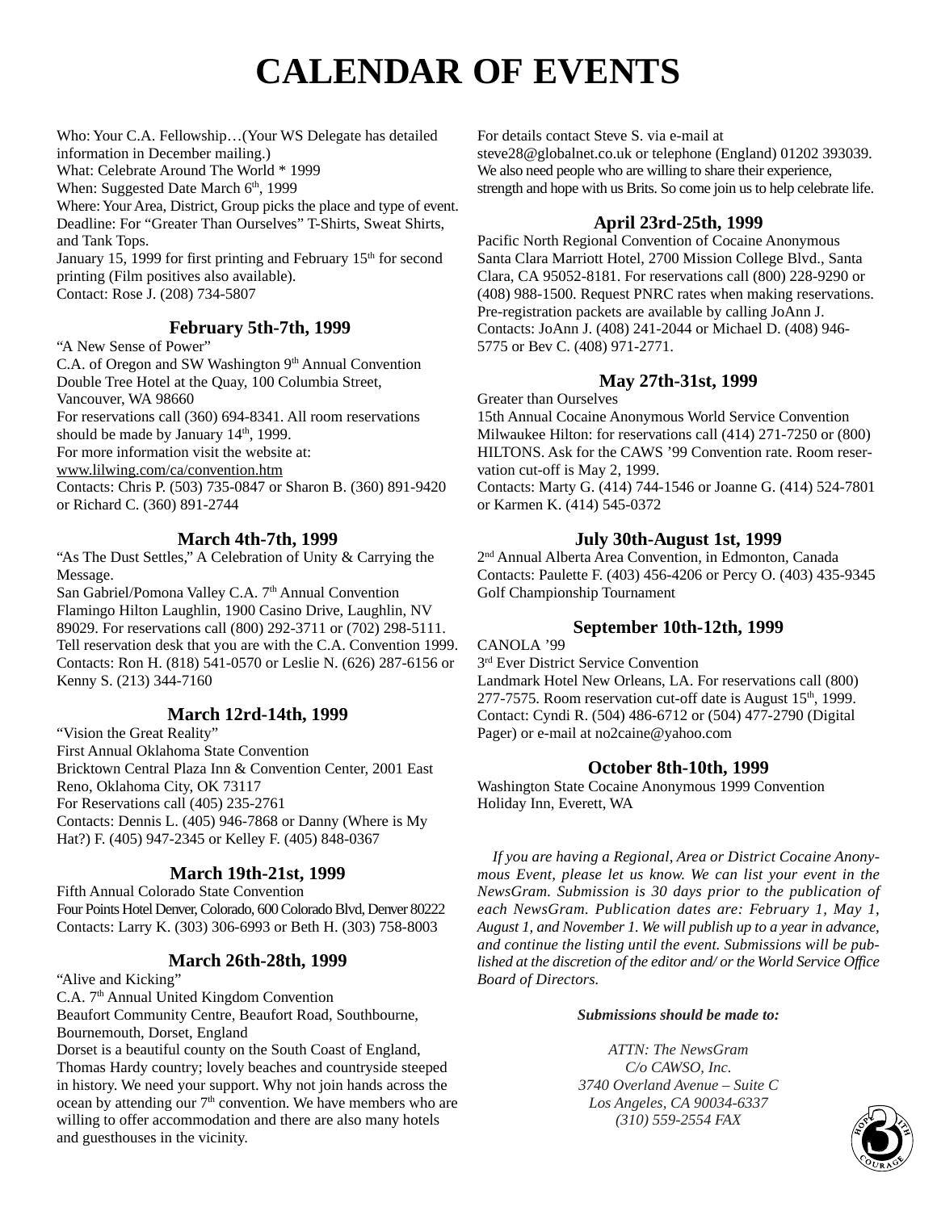# CALENDAR OF EVENTS

Who: Your C.A. Fellowship…(Your WS Delegate has detailed information in December mailing.)
What: Celebrate Around The World * 1999
When: Suggested Date March 6th, 1999
Where: Your Area, District, Group picks the place and type of event.
Deadline: For "Greater Than Ourselves" T-Shirts, Sweat Shirts, and Tank Tops.
January 15, 1999 for first printing and February 15th for second printing (Film positives also available).
Contact: Rose J. (208) 734-5807

### February 5th-7th, 1999

"A New Sense of Power"
C.A. of Oregon and SW Washington 9th Annual Convention
Double Tree Hotel at the Quay, 100 Columbia Street, Vancouver, WA 98660
For reservations call (360) 694-8341. All room reservations should be made by January 14th, 1999.
For more information visit the website at:
www.lilwing.com/ca/convention.htm
Contacts: Chris P. (503) 735-0847 or Sharon B. (360) 891-9420 or Richard C. (360) 891-2744

### March 4th-7th, 1999

"As The Dust Settles," A Celebration of Unity & Carrying the Message.
San Gabriel/Pomona Valley C.A. 7th Annual Convention
Flamingo Hilton Laughlin, 1900 Casino Drive, Laughlin, NV 89029. For reservations call (800) 292-3711 or (702) 298-5111. Tell reservation desk that you are with the C.A. Convention 1999.
Contacts: Ron H. (818) 541-0570 or Leslie N. (626) 287-6156 or Kenny S. (213) 344-7160

### March 12rd-14th, 1999

"Vision the Great Reality"
First Annual Oklahoma State Convention
Bricktown Central Plaza Inn & Convention Center, 2001 East Reno, Oklahoma City, OK 73117
For Reservations call (405) 235-2761
Contacts: Dennis L. (405) 946-7868 or Danny (Where is My Hat?) F. (405) 947-2345 or Kelley F. (405) 848-0367

### March 19th-21st, 1999

Fifth Annual Colorado State Convention
Four Points Hotel Denver, Colorado, 600 Colorado Blvd, Denver 80222
Contacts: Larry K. (303) 306-6993 or Beth H. (303) 758-8003

### March 26th-28th, 1999

"Alive and Kicking"
C.A. 7th Annual United Kingdom Convention
Beaufort Community Centre, Beaufort Road, Southbourne, Bournemouth, Dorset, England
Dorset is a beautiful county on the South Coast of England, Thomas Hardy country; lovely beaches and countryside steeped in history. We need your support. Why not join hands across the ocean by attending our 7th convention. We have members who are willing to offer accommodation and there are also many hotels and guesthouses in the vicinity.
For details contact Steve S. via e-mail at steve28@globalnet.co.uk or telephone (England) 01202 393039.
We also need people who are willing to share their experience, strength and hope with us Brits. So come join us to help celebrate life.

### April 23rd-25th, 1999

Pacific North Regional Convention of Cocaine Anonymous
Santa Clara Marriott Hotel, 2700 Mission College Blvd., Santa Clara, CA 95052-8181. For reservations call (800) 228-9290 or (408) 988-1500. Request PNRC rates when making reservations. Pre-registration packets are available by calling JoAnn J.
Contacts: JoAnn J. (408) 241-2044 or Michael D. (408) 946-5775 or Bev C. (408) 971-2771.

### May 27th-31st, 1999

Greater than Ourselves
15th Annual Cocaine Anonymous World Service Convention
Milwaukee Hilton: for reservations call (414) 271-7250 or (800) HILTONS. Ask for the CAWS '99 Convention rate. Room reservation cut-off is May 2, 1999.
Contacts: Marty G. (414) 744-1546 or Joanne G. (414) 524-7801 or Karmen K. (414) 545-0372

### July 30th-August 1st, 1999

2nd Annual Alberta Area Convention, in Edmonton, Canada
Contacts: Paulette F. (403) 456-4206 or Percy O. (403) 435-9345
Golf Championship Tournament

### September 10th-12th, 1999

CANOLA '99
3rd Ever District Service Convention
Landmark Hotel New Orleans, LA. For reservations call (800) 277-7575. Room reservation cut-off date is August 15th, 1999.
Contact: Cyndi R. (504) 486-6712 or (504) 477-2790 (Digital Pager) or e-mail at no2caine@yahoo.com

### October 8th-10th, 1999

Washington State Cocaine Anonymous 1999 Convention
Holiday Inn, Everett, WA

*If you are having a Regional, Area or District Cocaine Anonymous Event, please let us know. We can list your event in the NewsGram. Submission is 30 days prior to the publication of each NewsGram. Publication dates are: February 1, May 1, August 1, and November 1. We will publish up to a year in advance, and continue the listing until the event. Submissions will be published at the discretion of the editor and/ or the World Service Office Board of Directors.*

***Submissions should be made to:***

*ATTN: The NewsGram*
*C/o CAWSO, Inc.*
*3740 Overland Avenue – Suite C*
*Los Angeles, CA 90034-6337*
*(310) 559-2554 FAX*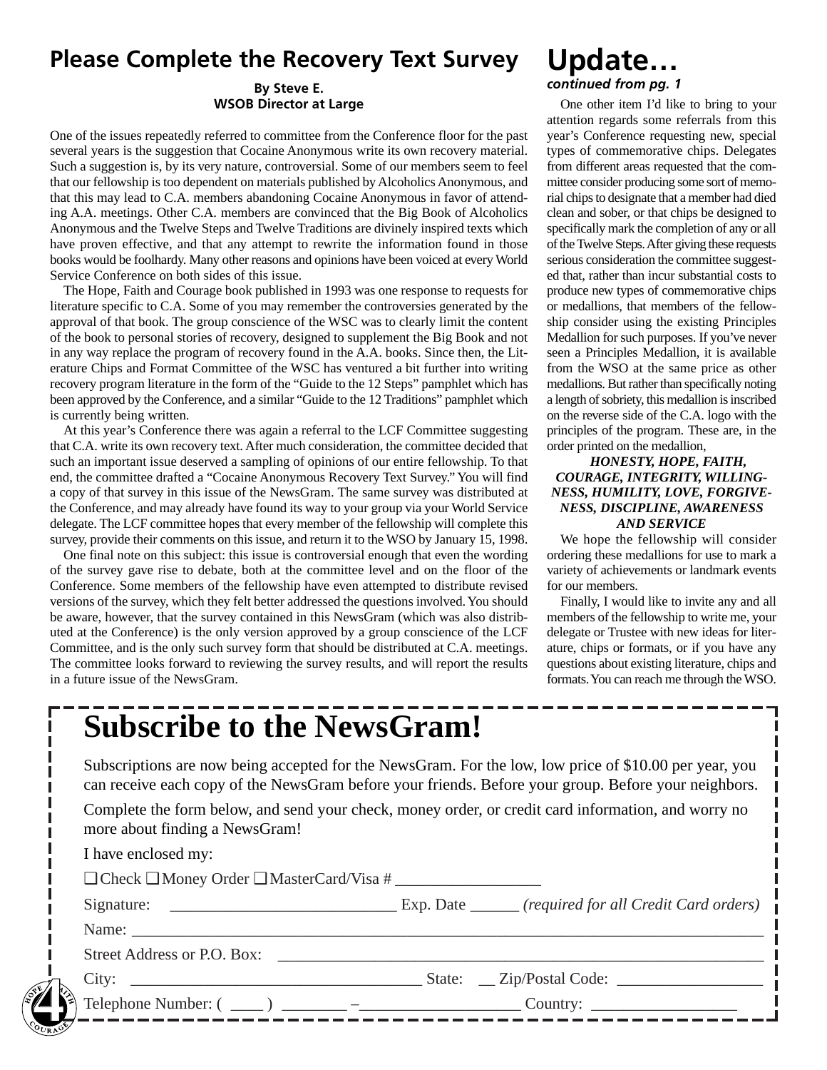## Please Complete the Recovery Text Survey

**By Steve E.**
**WSOB Director at Large**

One of the issues repeatedly referred to committee from the Conference floor for the past several years is the suggestion that Cocaine Anonymous write its own recovery material. Such a suggestion is, by its very nature, controversial. Some of our members seem to feel that our fellowship is too dependent on materials published by Alcoholics Anonymous, and that this may lead to C.A. members abandoning Cocaine Anonymous in favor of attending A.A. meetings. Other C.A. members are convinced that the Big Book of Alcoholics Anonymous and the Twelve Steps and Twelve Traditions are divinely inspired texts which have proven effective, and that any attempt to rewrite the information found in those books would be foolhardy. Many other reasons and opinions have been voiced at every World Service Conference on both sides of this issue.

The Hope, Faith and Courage book published in 1993 was one response to requests for literature specific to C.A. Some of you may remember the controversies generated by the approval of that book. The group conscience of the WSC was to clearly limit the content of the book to personal stories of recovery, designed to supplement the Big Book and not in any way replace the program of recovery found in the A.A. books. Since then, the Literature Chips and Format Committee of the WSC has ventured a bit further into writing recovery program literature in the form of the "Guide to the 12 Steps" pamphlet which has been approved by the Conference, and a similar "Guide to the 12 Traditions" pamphlet which is currently being written.

At this year's Conference there was again a referral to the LCF Committee suggesting that C.A. write its own recovery text. After much consideration, the committee decided that such an important issue deserved a sampling of opinions of our entire fellowship. To that end, the committee drafted a "Cocaine Anonymous Recovery Text Survey." You will find a copy of that survey in this issue of the NewsGram. The same survey was distributed at the Conference, and may already have found its way to your group via your World Service delegate. The LCF committee hopes that every member of the fellowship will complete this survey, provide their comments on this issue, and return it to the WSO by January 15, 1998.

One final note on this subject: this issue is controversial enough that even the wording of the survey gave rise to debate, both at the committee level and on the floor of the Conference. Some members of the fellowship have even attempted to distribute revised versions of the survey, which they felt better addressed the questions involved. You should be aware, however, that the survey contained in this NewsGram (which was also distributed at the Conference) is the only version approved by a group conscience of the LCF Committee, and is the only such survey form that should be distributed at C.A. meetings. The committee looks forward to reviewing the survey results, and will report the results in a future issue of the NewsGram.

## Update…

*continued from pg. 1*

One other item I'd like to bring to your attention regards some referrals from this year's Conference requesting new, special types of commemorative chips. Delegates from different areas requested that the committee consider producing some sort of memorial chips to designate that a member had died clean and sober, or that chips be designed to specifically mark the completion of any or all of the Twelve Steps. After giving these requests serious consideration the committee suggested that, rather than incur substantial costs to produce new types of commemorative chips or medallions, that members of the fellowship consider using the existing Principles Medallion for such purposes. If you've never seen a Principles Medallion, it is available from the WSO at the same price as other medallions. But rather than specifically noting a length of sobriety, this medallion is inscribed on the reverse side of the C.A. logo with the principles of the program. These are, in the order printed on the medallion,

***HONESTY, HOPE, FAITH, COURAGE, INTEGRITY, WILLINGNESS, HUMILITY, LOVE, FORGIVENESS, DISCIPLINE, AWARENESS AND SERVICE***

We hope the fellowship will consider ordering these medallions for use to mark a variety of achievements or landmark events for our members.

Finally, I would like to invite any and all members of the fellowship to write me, your delegate or Trustee with new ideas for literature, chips or formats, or if you have any questions about existing literature, chips and formats. You can reach me through the WSO.

# Subscribe to the NewsGram!

Subscriptions are now being accepted for the NewsGram. For the low, low price of $10.00 per year, you can receive each copy of the NewsGram before your friends. Before your group. Before your neighbors.

Complete the form below, and send your check, money order, or credit card information, and worry no more about finding a NewsGram!

I have enclosed my:

❑ Check ❑ Money Order ❑ MasterCard/Visa # __________________

Signature: ____________________________ Exp. Date ______ *(required for all Credit Card orders)*

Name: ________________________________________________________________________

Street Address or P.O. Box: ____________________________________________________

City: ___________________________________ State: __ Zip/Postal Code: __________________

Telephone Number: ( ____ ) ________ –___________________ Country: _________________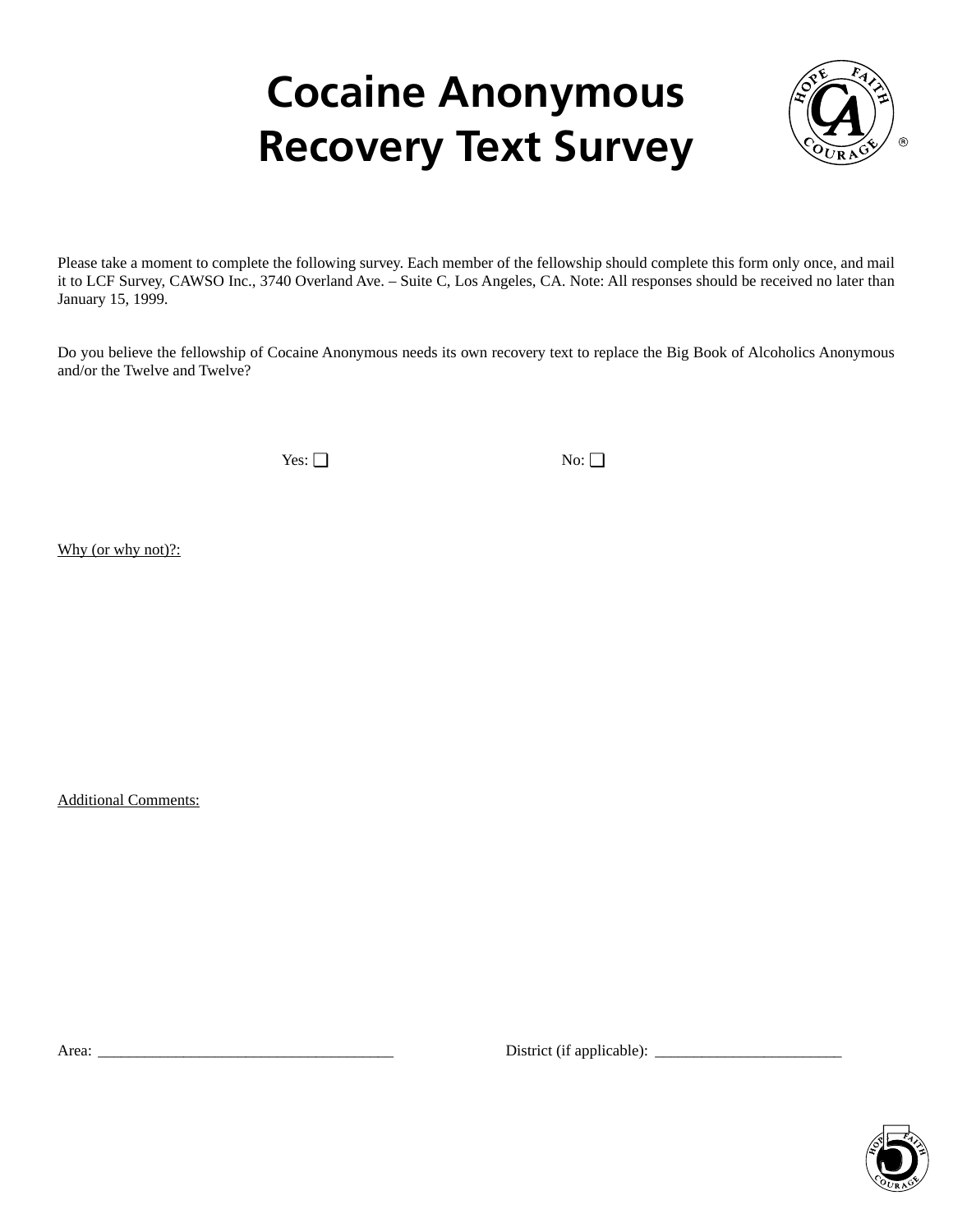# Cocaine Anonymous Recovery Text Survey

Please take a moment to complete the following survey. Each member of the fellowship should complete this form only once, and mail it to LCF Survey, CAWSO Inc., 3740 Overland Ave. – Suite C, Los Angeles, CA. Note: All responses should be received no later than January 15, 1999.

Do you believe the fellowship of Cocaine Anonymous needs its own recovery text to replace the Big Book of Alcoholics Anonymous and/or the Twelve and Twelve?

Yes: ❑ No: ❑

<u>Why (or why not)?:</u>

<u>Additional Comments:</u>

Area: ______________________________________ District (if applicable): ________________________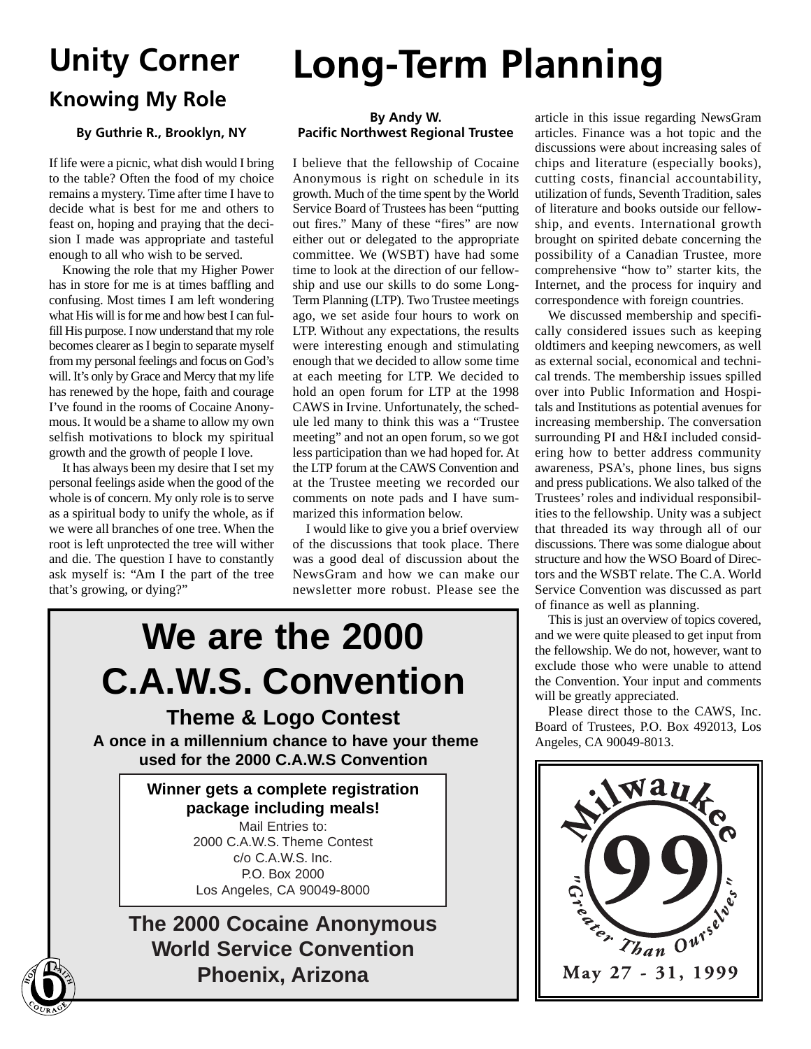# Unity Corner

## Knowing My Role

**By Guthrie R., Brooklyn, NY**

If life were a picnic, what dish would I bring to the table? Often the food of my choice remains a mystery. Time after time I have to decide what is best for me and others to feast on, hoping and praying that the decision I made was appropriate and tasteful enough to all who wish to be served.

Knowing the role that my Higher Power has in store for me is at times baffling and confusing. Most times I am left wondering what His will is for me and how best I can fulfill His purpose. I now understand that my role becomes clearer as I begin to separate myself from my personal feelings and focus on God's will. It's only by Grace and Mercy that my life has renewed by the hope, faith and courage I've found in the rooms of Cocaine Anonymous. It would be a shame to allow my own selfish motivations to block my spiritual growth and the growth of people I love.

It has always been my desire that I set my personal feelings aside when the good of the whole is of concern. My only role is to serve as a spiritual body to unify the whole, as if we were all branches of one tree. When the root is left unprotected the tree will wither and die. The question I have to constantly ask myself is: "Am I the part of the tree that's growing, or dying?"

# Long-Term Planning

**By Andy W.**
**Pacific Northwest Regional Trustee**

I believe that the fellowship of Cocaine Anonymous is right on schedule in its growth. Much of the time spent by the World Service Board of Trustees has been "putting out fires." Many of these "fires" are now either out or delegated to the appropriate committee. We (WSBT) have had some time to look at the direction of our fellowship and use our skills to do some Long-Term Planning (LTP). Two Trustee meetings ago, we set aside four hours to work on LTP. Without any expectations, the results were interesting enough and stimulating enough that we decided to allow some time at each meeting for LTP. We decided to hold an open forum for LTP at the 1998 CAWS in Irvine. Unfortunately, the schedule led many to think this was a "Trustee meeting" and not an open forum, so we got less participation than we had hoped for. At the LTP forum at the CAWS Convention and at the Trustee meeting we recorded our comments on note pads and I have summarized this information below.

I would like to give you a brief overview of the discussions that took place. There was a good deal of discussion about the NewsGram and how we can make our newsletter more robust. Please see the article in this issue regarding NewsGram articles. Finance was a hot topic and the discussions were about increasing sales of chips and literature (especially books), cutting costs, financial accountability, utilization of funds, Seventh Tradition, sales of literature and books outside our fellowship, and events. International growth brought on spirited debate concerning the possibility of a Canadian Trustee, more comprehensive "how to" starter kits, the Internet, and the process for inquiry and correspondence with foreign countries.

We discussed membership and specifically considered issues such as keeping oldtimers and keeping newcomers, as well as external social, economical and technical trends. The membership issues spilled over into Public Information and Hospitals and Institutions as potential avenues for increasing membership. The conversation surrounding PI and H&I included considering how to better address community awareness, PSA's, phone lines, bus signs and press publications. We also talked of the Trustees' roles and individual responsibilities to the fellowship. Unity was a subject that threaded its way through all of our discussions. There was some dialogue about structure and how the WSO Board of Directors and the WSBT relate. The C.A. World Service Convention was discussed as part of finance as well as planning.

This is just an overview of topics covered, and we were quite pleased to get input from the fellowship. We do not, however, want to exclude those who were unable to attend the Convention. Your input and comments will be greatly appreciated.

Please direct those to the CAWS, Inc. Board of Trustees, P.O. Box 492013, Los Angeles, CA 90049-8013.

---

# We are the 2000 C.A.W.S. Convention

## Theme & Logo Contest

**A once in a millennium chance to have your theme used for the 2000 C.A.W.S Convention**

**Winner gets a complete registration package including meals!**

Mail Entries to:
2000 C.A.W.S. Theme Contest
c/o C.A.W.S. Inc.
P.O. Box 2000
Los Angeles, CA 90049-8000

**The 2000 Cocaine Anonymous World Service Convention**
**Phoenix, Arizona**

---

**Milwaukee 99**
"Greater Than Ourselves"
May 27 - 31, 1999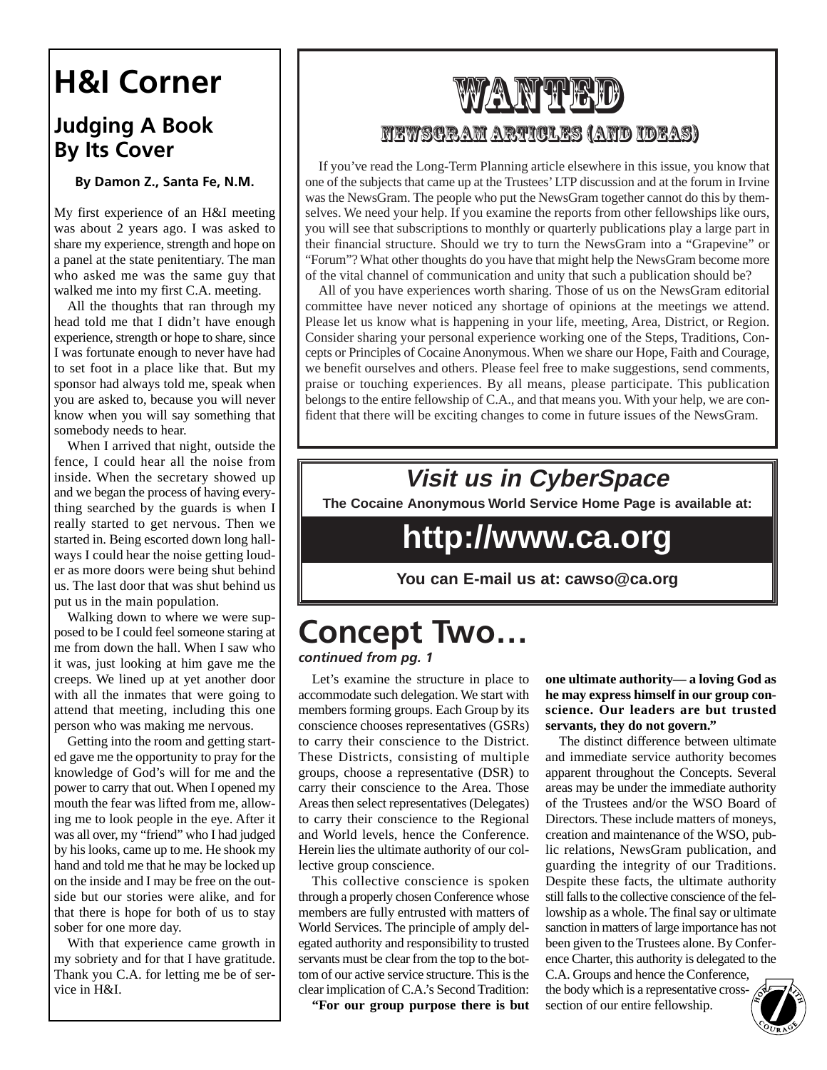# H&I Corner

## Judging A Book By Its Cover

**By Damon Z., Santa Fe, N.M.**

My first experience of an H&I meeting was about 2 years ago. I was asked to share my experience, strength and hope on a panel at the state penitentiary. The man who asked me was the same guy that walked me into my first C.A. meeting.

All the thoughts that ran through my head told me that I didn't have enough experience, strength or hope to share, since I was fortunate enough to never have had to set foot in a place like that. But my sponsor had always told me, speak when you are asked to, because you will never know when you will say something that somebody needs to hear.

When I arrived that night, outside the fence, I could hear all the noise from inside. When the secretary showed up and we began the process of having everything searched by the guards is when I really started to get nervous. Then we started in. Being escorted down long hallways I could hear the noise getting louder as more doors were being shut behind us. The last door that was shut behind us put us in the main population.

Walking down to where we were supposed to be I could feel someone staring at me from down the hall. When I saw who it was, just looking at him gave me the creeps. We lined up at yet another door with all the inmates that were going to attend that meeting, including this one person who was making me nervous.

Getting into the room and getting started gave me the opportunity to pray for the knowledge of God's will for me and the power to carry that out. When I opened my mouth the fear was lifted from me, allowing me to look people in the eye. After it was all over, my "friend" who I had judged by his looks, came up to me. He shook my hand and told me that he may be locked up on the inside and I may be free on the outside but our stories were alike, and for that there is hope for both of us to stay sober for one more day.

With that experience came growth in my sobriety and for that I have gratitude. Thank you C.A. for letting me be of service in H&I.

# WANTED

## NEWSGRAM ARTICLES (AND IDEAS)

If you've read the Long-Term Planning article elsewhere in this issue, you know that one of the subjects that came up at the Trustees' LTP discussion and at the forum in Irvine was the NewsGram. The people who put the NewsGram together cannot do this by themselves. We need your help. If you examine the reports from other fellowships like ours, you will see that subscriptions to monthly or quarterly publications play a large part in their financial structure. Should we try to turn the NewsGram into a "Grapevine" or "Forum"? What other thoughts do you have that might help the NewsGram become more of the vital channel of communication and unity that such a publication should be?

All of you have experiences worth sharing. Those of us on the NewsGram editorial committee have never noticed any shortage of opinions at the meetings we attend. Please let us know what is happening in your life, meeting, Area, District, or Region. Consider sharing your personal experience working one of the Steps, Traditions, Concepts or Principles of Cocaine Anonymous. When we share our Hope, Faith and Courage, we benefit ourselves and others. Please feel free to make suggestions, send comments, praise or touching experiences. By all means, please participate. This publication belongs to the entire fellowship of C.A., and that means you. With your help, we are confident that there will be exciting changes to come in future issues of the NewsGram.

## *Visit us in CyberSpace*

**The Cocaine Anonymous World Service Home Page is available at:**

# http://www.ca.org

**You can E-mail us at: cawso@ca.org**

# Concept Two…

***continued from pg. 1***

Let's examine the structure in place to accommodate such delegation. We start with members forming groups. Each Group by its conscience chooses representatives (GSRs) to carry their conscience to the District. These Districts, consisting of multiple groups, choose a representative (DSR) to carry their conscience to the Area. Those Areas then select representatives (Delegates) to carry their conscience to the Regional and World levels, hence the Conference. Herein lies the ultimate authority of our collective group conscience.

This collective conscience is spoken through a properly chosen Conference whose members are fully entrusted with matters of World Services. The principle of amply delegated authority and responsibility to trusted servants must be clear from the top to the bottom of our active service structure. This is the clear implication of C.A.'s Second Tradition:

**"For our group purpose there is but one ultimate authority— a loving God as he may express himself in our group conscience. Our leaders are but trusted servants, they do not govern."**

The distinct difference between ultimate and immediate service authority becomes apparent throughout the Concepts. Several areas may be under the immediate authority of the Trustees and/or the WSO Board of Directors. These include matters of moneys, creation and maintenance of the WSO, public relations, NewsGram publication, and guarding the integrity of our Traditions. Despite these facts, the ultimate authority still falls to the collective conscience of the fellowship as a whole. The final say or ultimate sanction in matters of large importance has not been given to the Trustees alone. By Conference Charter, this authority is delegated to the C.A. Groups and hence the Conference, the body which is a representative cross-section of our entire fellowship.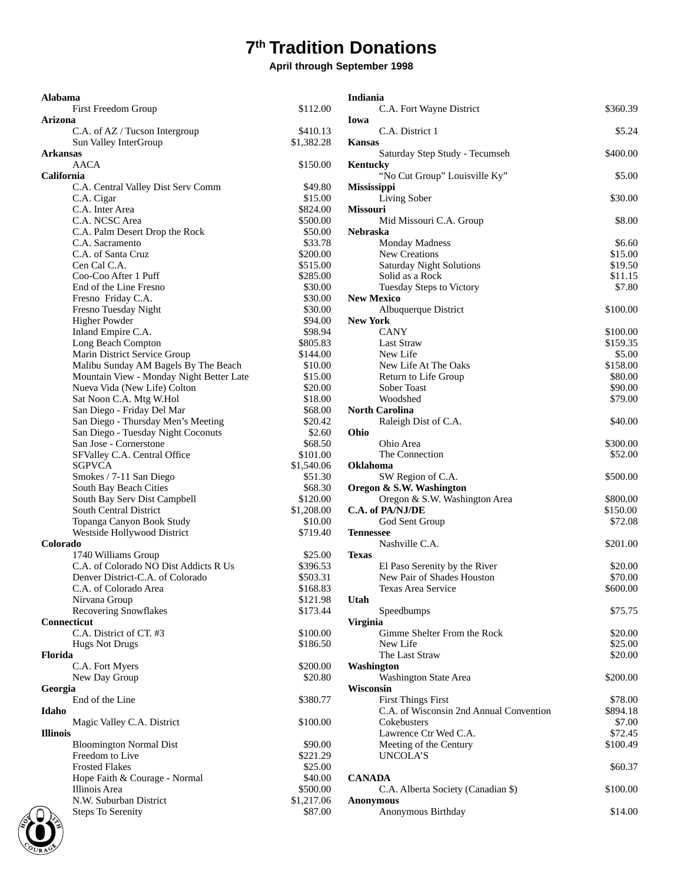# 7th Tradition Donations

**April through September 1998**

| | |
|---|---|
| **Alabama** | |
| First Freedom Group | $112.00 |
| **Arizona** | |
| C.A. of AZ / Tucson Intergroup | $410.13 |
| Sun Valley InterGroup | $1,382.28 |
| **Arkansas** | |
| AACA | $150.00 |
| **California** | |
| C.A. Central Valley Dist Serv Comm | $49.80 |
| C.A. Cigar | $15.00 |
| C.A. Inter Area | $824.00 |
| C.A. NCSC Area | $500.00 |
| C.A. Palm Desert Drop the Rock | $50.00 |
| C.A. Sacramento | $33.78 |
| C.A. of Santa Cruz | $200.00 |
| Cen Cal C.A. | $515.00 |
| Coo-Coo After 1 Puff | $285.00 |
| End of the Line Fresno | $30.00 |
| Fresno Friday C.A. | $30.00 |
| Fresno Tuesday Night | $30.00 |
| Higher Powder | $94.00 |
| Inland Empire C.A. | $98.94 |
| Long Beach Compton | $805.83 |
| Marin District Service Group | $144.00 |
| Malibu Sunday AM Bagels By The Beach | $10.00 |
| Mountain View - Monday Night Better Late | $15.00 |
| Nueva Vida (New Life) Colton | $20.00 |
| Sat Noon C.A. Mtg W.Hol | $18.00 |
| San Diego - Friday Del Mar | $68.00 |
| San Diego - Thursday Men's Meeting | $20.42 |
| San Diego - Tuesday Night Coconuts | $2.60 |
| San Jose - Cornerstone | $68.50 |
| SFValley C.A. Central Office | $101.00 |
| SGPVCA | $1,540.06 |
| Smokes / 7-11 San Diego | $51.30 |
| South Bay Beach Cities | $68.30 |
| South Bay Serv Dist Campbell | $120.00 |
| South Central District | $1,208.00 |
| Topanga Canyon Book Study | $10.00 |
| Westside Hollywood District | $719.40 |
| **Colorado** | |
| 1740 Williams Group | $25.00 |
| C.A. of Colorado NO Dist Addicts R Us | $396.53 |
| Denver District-C.A. of Colorado | $503.31 |
| C.A. of Colorado Area | $168.83 |
| Nirvana Group | $121.98 |
| Recovering Snowflakes | $173.44 |
| **Connecticut** | |
| C.A. District of CT. #3 | $100.00 |
| Hugs Not Drugs | $186.50 |
| **Florida** | |
| C.A. Fort Myers | $200.00 |
| New Day Group | $20.80 |
| **Georgia** | |
| End of the Line | $380.77 |
| **Idaho** | |
| Magic Valley C.A. District | $100.00 |
| **Illinois** | |
| Bloomington Normal Dist | $90.00 |
| Freedom to Live | $221.29 |
| Frosted Flakes | $25.00 |
| Hope Faith & Courage - Normal | $40.00 |
| Illinois Area | $500.00 |
| N.W. Suburban District | $1,217.06 |
| Steps To Serenity | $87.00 |
| **Indiania** | |
| C.A. Fort Wayne District | $360.39 |
| **Iowa** | |
| C.A. District 1 | $5.24 |
| **Kansas** | |
| Saturday Step Study - Tecumseh | $400.00 |
| **Kentucky** | |
| "No Cut Group" Louisville Ky" | $5.00 |
| **Mississippi** | |
| Living Sober | $30.00 |
| **Missouri** | |
| Mid Missouri C.A. Group | $8.00 |
| **Nebraska** | |
| Monday Madness | $6.60 |
| New Creations | $15.00 |
| Saturday Night Solutions | $19.50 |
| Solid as a Rock | $11.15 |
| Tuesday Steps to Victory | $7.80 |
| **New Mexico** | |
| Albuquerque District | $100.00 |
| **New York** | |
| CANY | $100.00 |
| Last Straw | $159.35 |
| New Life | $5.00 |
| New Life At The Oaks | $158.00 |
| Return to Life Group | $80.00 |
| Sober Toast | $90.00 |
| Woodshed | $79.00 |
| **North Carolina** | |
| Raleigh Dist of C.A. | $40.00 |
| **Ohio** | |
| Ohio Area | $300.00 |
| The Connection | $52.00 |
| **Oklahoma** | |
| SW Region of C.A. | $500.00 |
| **Oregon & S.W. Washington** | |
| Oregon & S.W. Washington Area | $800.00 |
| **C.A. of PA/NJ/DE** | $150.00 |
| God Sent Group | $72.08 |
| **Tennessee** | |
| Nashville C.A. | $201.00 |
| **Texas** | |
| El Paso Serenity by the River | $20.00 |
| New Pair of Shades Houston | $70.00 |
| Texas Area Service | $600.00 |
| **Utah** | |
| Speedbumps | $75.75 |
| **Virginia** | |
| Gimme Shelter From the Rock | $20.00 |
| New Life | $25.00 |
| The Last Straw | $20.00 |
| **Washington** | |
| Washington State Area | $200.00 |
| **Wisconsin** | |
| First Things First | $78.00 |
| C.A. of Wisconsin 2nd Annual Convention | $894.18 |
| Cokebusters | $7.00 |
| Lawrence Ctr Wed C.A. | $72.45 |
| Meeting of the Century | $100.49 |
| UNCOLA'S | $60.37 |
| **CANADA** | |
| C.A. Alberta Society (Canadian $) | $100.00 |
| **Anonymous** | |
| Anonymous Birthday | $14.00 |